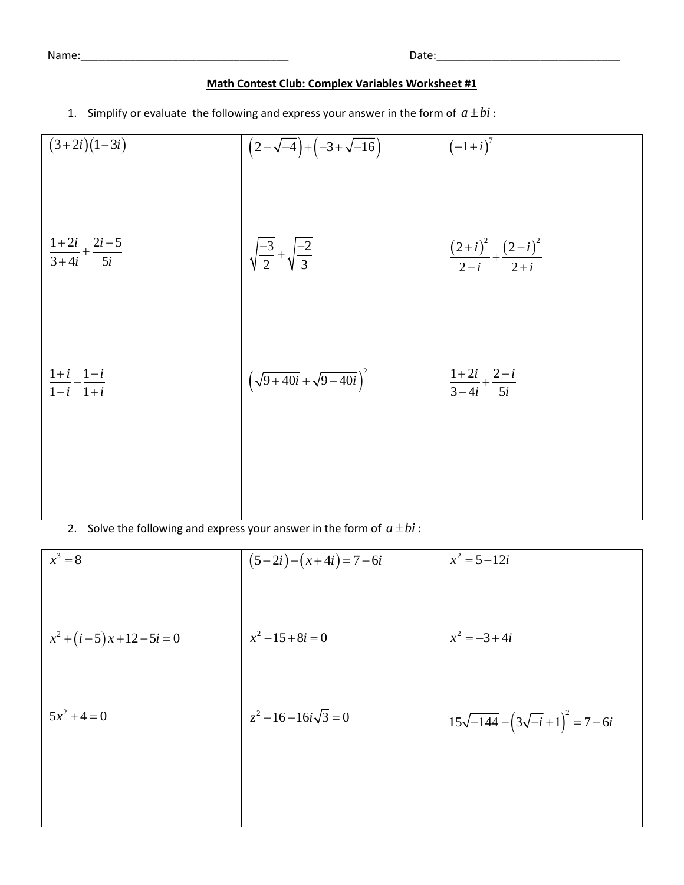Name:\_\_\_\_\_\_\_\_\_\_\_\_\_\_\_\_\_\_\_\_\_\_\_\_\_\_\_\_\_\_\_\_\_\_\_ Date:\_\_\_\_\_\_\_\_\_\_\_\_\_\_\_\_\_\_\_\_\_\_\_\_\_\_\_\_\_\_\_

## Math Contest Club: Complex Variables Worksheet #1

1. Simplify or evaluate the following and express your answer in the form of $a \pm bi$ :

| | | |
|---|---|---|
| $(3+2i)(1-3i)$ | $\left(2-\sqrt{-4}\right)+\left(-3+\sqrt{-16}\right)$ | $(-1+i)^7$ |
| $\frac{1+2i}{3+4i}+\frac{2i-5}{5i}$ | $\sqrt{\frac{-3}{2}}+\sqrt{\frac{-2}{3}}$ | $\frac{(2+i)^2}{2-i}+\frac{(2-i)^2}{2+i}$ |
| $\frac{1+i}{1-i}-\frac{1-i}{1+i}$ | $\left(\sqrt{9+40i}+\sqrt{9-40i}\right)^2$ | $\frac{1+2i}{3-4i}+\frac{2-i}{5i}$ |

2. Solve the following and express your answer in the form of $a \pm bi$ :

| | | |
|---|---|---|
| $x^3=8$ | $(5-2i)-(x+4i)=7-6i$ | $x^2=5-12i$ |
| $x^2+(i-5)x+12-5i=0$ | $x^2-15+8i=0$ | $x^2=-3+4i$ |
| $5x^2+4=0$ | $z^2-16-16i\sqrt{3}=0$ | $15\sqrt{-144}-\left(3\sqrt{-i}+1\right)^2=7-6i$ |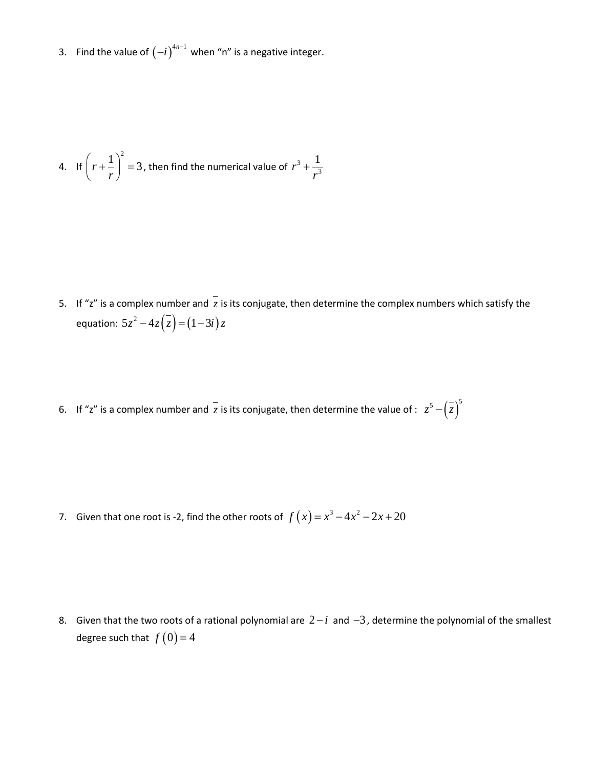3. Find the value of $(-i)^{4n-1}$ when "n" is a negative integer.

4. If $\left(r+\frac{1}{r}\right)^2 = 3$, then find the numerical value of $r^3 + \frac{1}{r^3}$

5. If "z" is a complex number and $\bar{z}$ is its conjugate, then determine the complex numbers which satisfy the equation: $5z^2 - 4z\left(\bar{z}\right) = (1-3i)z$

6. If "z" is a complex number and $\bar{z}$ is its conjugate, then determine the value of : $z^5 - \left(\bar{z}\right)^5$

7. Given that one root is -2, find the other roots of $f(x) = x^3 - 4x^2 - 2x + 20$

8. Given that the two roots of a rational polynomial are $2-i$ and $-3$, determine the polynomial of the smallest degree such that $f(0) = 4$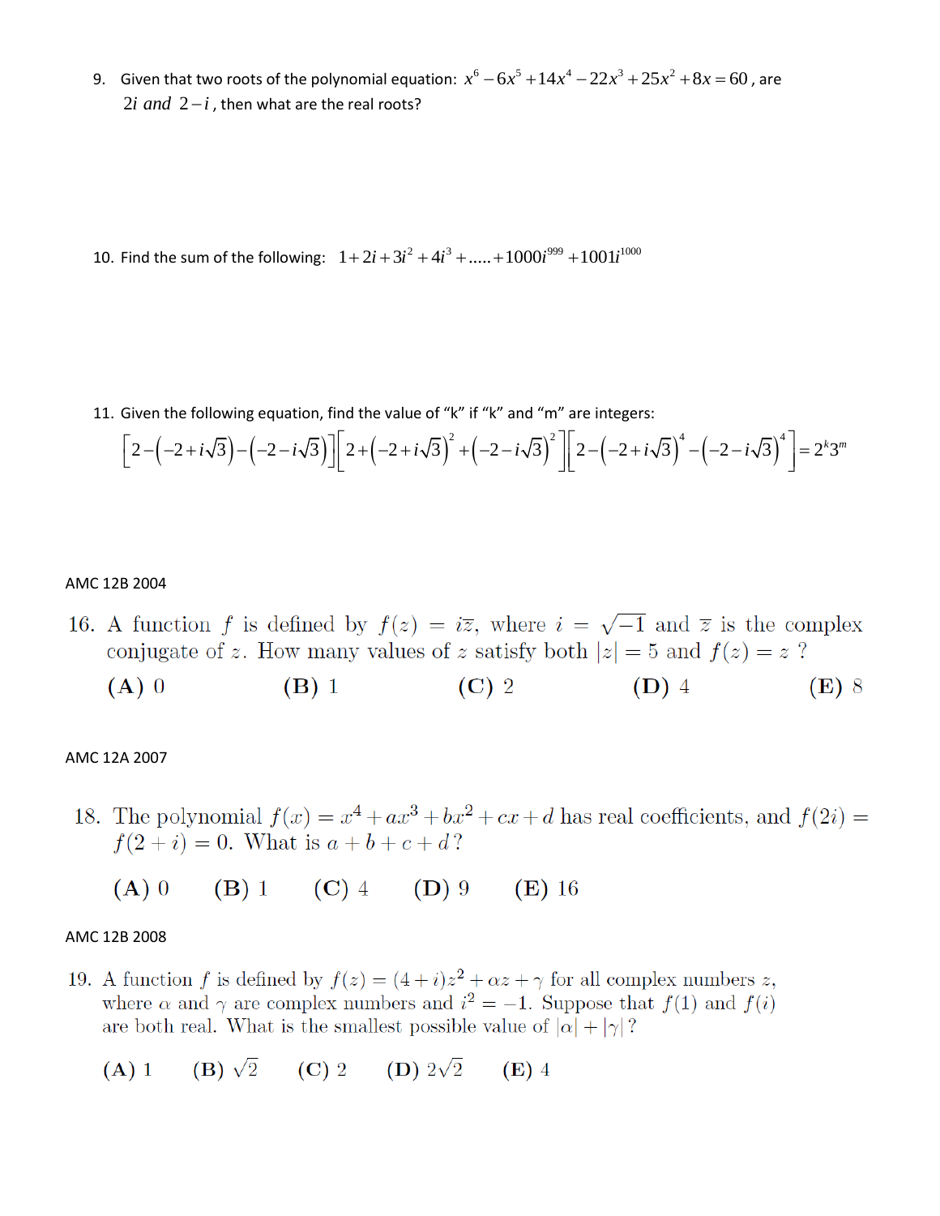9. Given that two roots of the polynomial equation: $x^6 - 6x^5 + 14x^4 - 22x^3 + 25x^2 + 8x = 60$, are $2i$ *and* $2-i$, then what are the real roots?

10. Find the sum of the following: $1 + 2i + 3i^2 + 4i^3 + ..... + 1000i^{999} + 1001i^{1000}$

11. Given the following equation, find the value of "k" if "k" and "m" are integers:

$$\left[2-\left(-2+i\sqrt{3}\right)-\left(-2-i\sqrt{3}\right)\right]\left[2+\left(-2+i\sqrt{3}\right)^2+\left(-2-i\sqrt{3}\right)^2\right]\left[2-\left(-2+i\sqrt{3}\right)^4-\left(-2-i\sqrt{3}\right)^4\right]=2^k3^m$$

AMC 12B 2004

16. A function $f$ is defined by $f(z) = i\bar{z}$, where $i = \sqrt{-1}$ and $\bar{z}$ is the complex conjugate of $z$. How many values of $z$ satisfy both $|z| = 5$ and $f(z) = z$ ?

**(A)** 0 **(B)** 1 **(C)** 2 **(D)** 4 **(E)** 8

AMC 12A 2007

18. The polynomial $f(x) = x^4 + ax^3 + bx^2 + cx + d$ has real coefficients, and $f(2i) = f(2+i) = 0$. What is $a + b + c + d$?

**(A)** 0 **(B)** 1 **(C)** 4 **(D)** 9 **(E)** 16

AMC 12B 2008

19. A function $f$ is defined by $f(z) = (4+i)z^2 + \alpha z + \gamma$ for all complex numbers $z$, where $\alpha$ and $\gamma$ are complex numbers and $i^2 = -1$. Suppose that $f(1)$ and $f(i)$ are both real. What is the smallest possible value of $|\alpha| + |\gamma|$ ?

**(A)** 1 **(B)** $\sqrt{2}$ **(C)** 2 **(D)** $2\sqrt{2}$ **(E)** 4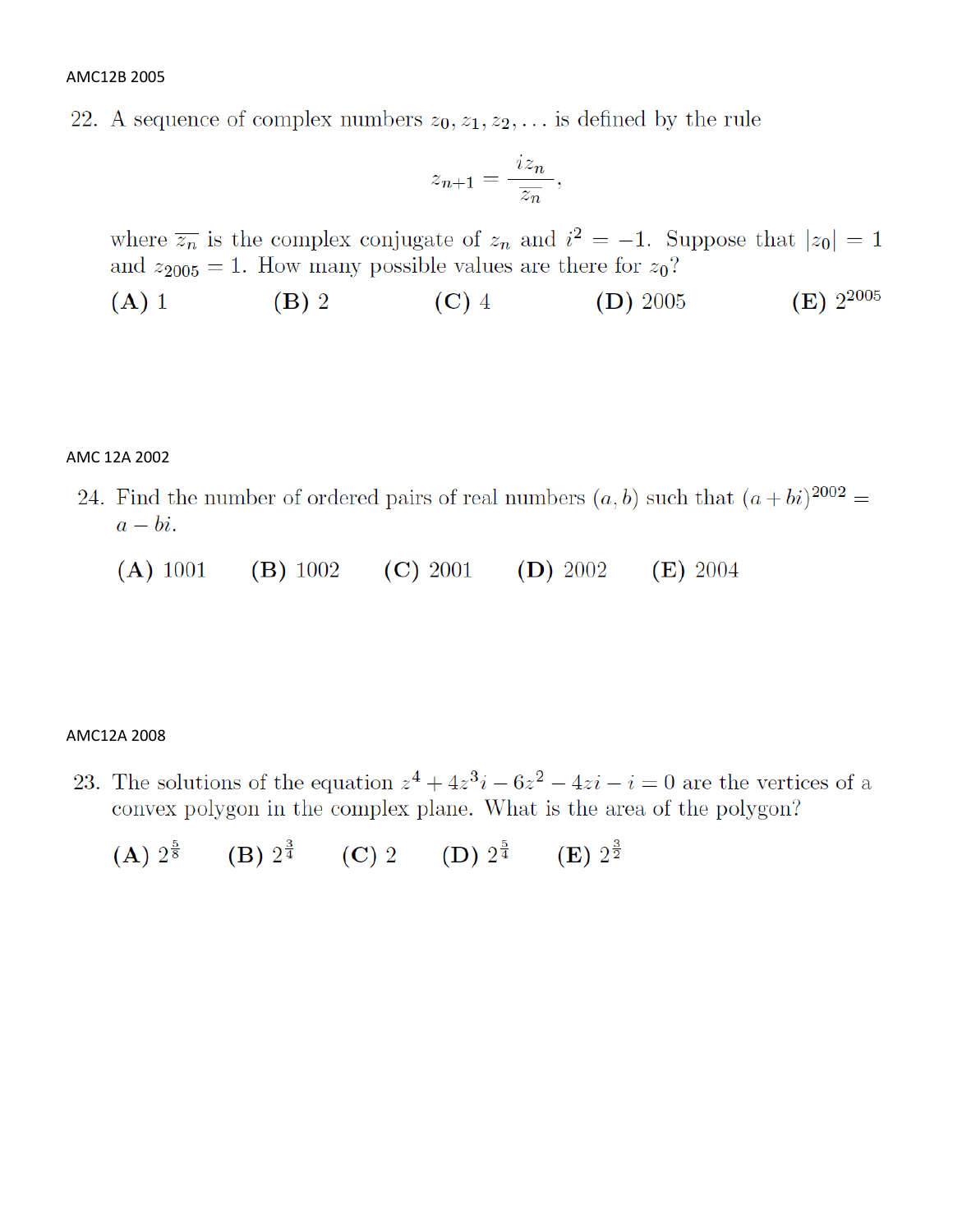AMC12B 2005

22. A sequence of complex numbers $z_0, z_1, z_2, \ldots$ is defined by the rule

$$z_{n+1} = \frac{iz_n}{\overline{z_n}},$$

where $\overline{z_n}$ is the complex conjugate of $z_n$ and $i^2 = -1$. Suppose that $|z_0| = 1$ and $z_{2005} = 1$. How many possible values are there for $z_0$?

**(A)** 1 **(B)** 2 **(C)** 4 **(D)** 2005 **(E)** $2^{2005}$

AMC 12A 2002

24. Find the number of ordered pairs of real numbers $(a, b)$ such that $(a + bi)^{2002} = a - bi$.

**(A)** 1001 **(B)** 1002 **(C)** 2001 **(D)** 2002 **(E)** 2004

AMC12A 2008

23. The solutions of the equation $z^4 + 4z^3i - 6z^2 - 4zi - i = 0$ are the vertices of a convex polygon in the complex plane. What is the area of the polygon?

**(A)** $2^{\frac{5}{8}}$ **(B)** $2^{\frac{3}{4}}$ **(C)** 2 **(D)** $2^{\frac{5}{4}}$ **(E)** $2^{\frac{3}{2}}$